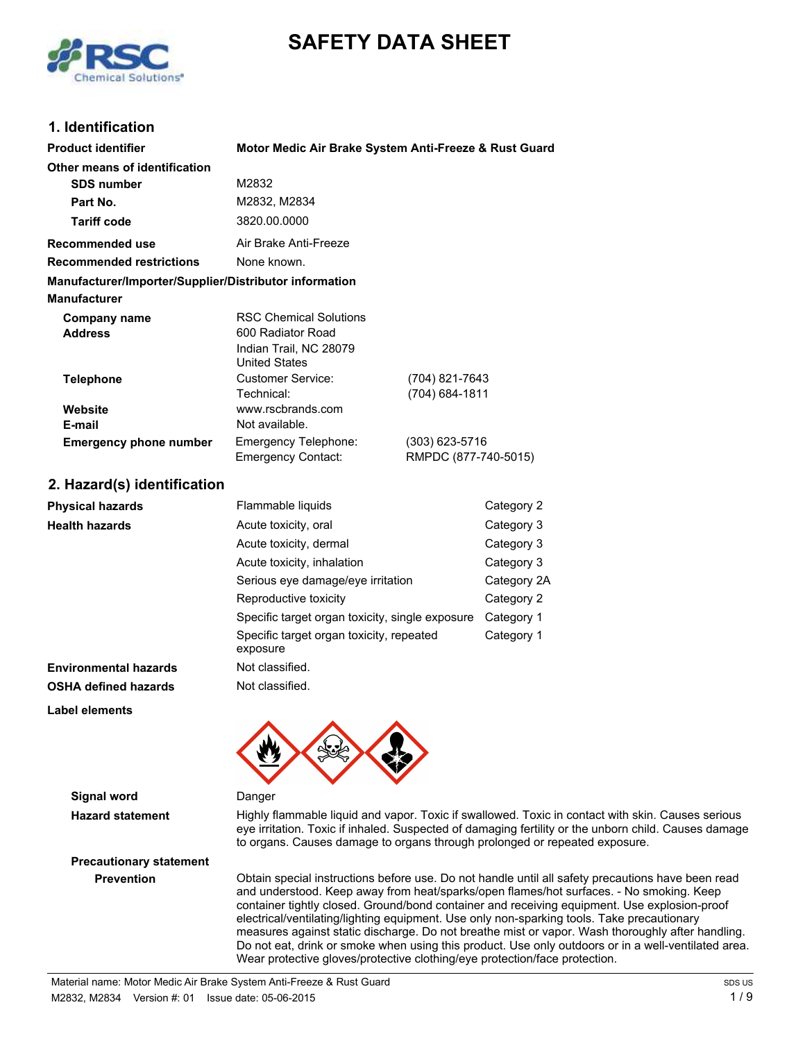# SAFETY DATA SHEET

## 1. Identification

| | | |
|---|---|---|
| **Product identifier** | **Motor Medic Air Brake System Anti-Freeze & Rust Guard** | |
| **Other means of identification** | | |
| **SDS number** | M2832 | |
| **Part No.** | M2832, M2834 | |
| **Tariff code** | 3820.00.0000 | |
| **Recommended use** | Air Brake Anti-Freeze | |
| **Recommended restrictions** | None known. | |

**Manufacturer/Importer/Supplier/Distributor information**

**Manufacturer**

| | | |
|---|---|---|
| **Company name** | RSC Chemical Solutions | |
| **Address** | 600 Radiator Road<br>Indian Trail, NC 28079<br>United States | |
| **Telephone** | Customer Service: | (704) 821-7643 |
| | Technical: | (704) 684-1811 |
| **Website** | www.rscbrands.com | |
| **E-mail** | Not available. | |
| **Emergency phone number** | Emergency Telephone: | (303) 623-5716 |
| | Emergency Contact: | RMPDC (877-740-5015) |

## 2. Hazard(s) identification

| | | |
|---|---|---|
| **Physical hazards** | Flammable liquids | Category 2 |
| **Health hazards** | Acute toxicity, oral | Category 3 |
| | Acute toxicity, dermal | Category 3 |
| | Acute toxicity, inhalation | Category 3 |
| | Serious eye damage/eye irritation | Category 2A |
| | Reproductive toxicity | Category 2 |
| | Specific target organ toxicity, single exposure | Category 1 |
| | Specific target organ toxicity, repeated exposure | Category 1 |
| **Environmental hazards** | Not classified. | |
| **OSHA defined hazards** | Not classified. | |

**Label elements**

**Signal word** Danger

**Hazard statement** Highly flammable liquid and vapor. Toxic if swallowed. Toxic in contact with skin. Causes serious eye irritation. Toxic if inhaled. Suspected of damaging fertility or the unborn child. Causes damage to organs. Causes damage to organs through prolonged or repeated exposure.

**Precautionary statement**

**Prevention** Obtain special instructions before use. Do not handle until all safety precautions have been read and understood. Keep away from heat/sparks/open flames/hot surfaces. - No smoking. Keep container tightly closed. Ground/bond container and receiving equipment. Use explosion-proof electrical/ventilating/lighting equipment. Use only non-sparking tools. Take precautionary measures against static discharge. Do not breathe mist or vapor. Wash thoroughly after handling. Do not eat, drink or smoke when using this product. Use only outdoors or in a well-ventilated area. Wear protective gloves/protective clothing/eye protection/face protection.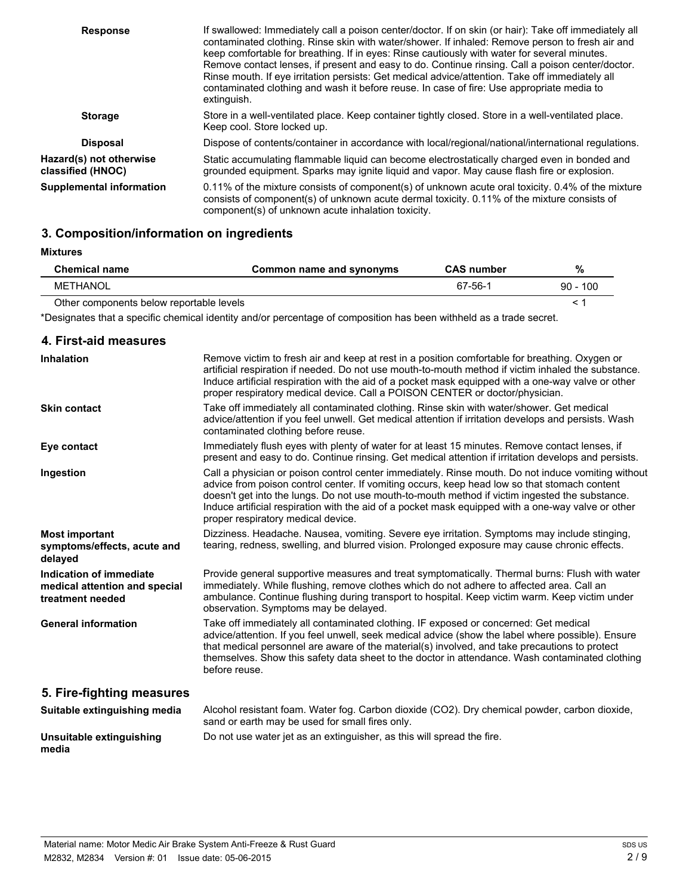**Response**

If swallowed: Immediately call a poison center/doctor. If on skin (or hair): Take off immediately all contaminated clothing. Rinse skin with water/shower. If inhaled: Remove person to fresh air and keep comfortable for breathing. If in eyes: Rinse cautiously with water for several minutes. Remove contact lenses, if present and easy to do. Continue rinsing. Call a poison center/doctor. Rinse mouth. If eye irritation persists: Get medical advice/attention. Take off immediately all contaminated clothing and wash it before reuse. In case of fire: Use appropriate media to extinguish.

**Storage**

Store in a well-ventilated place. Keep container tightly closed. Store in a well-ventilated place. Keep cool. Store locked up.

**Disposal**

Dispose of contents/container in accordance with local/regional/national/international regulations.

**Hazard(s) not otherwise classified (HNOC)**

Static accumulating flammable liquid can become electrostatically charged even in bonded and grounded equipment. Sparks may ignite liquid and vapor. May cause flash fire or explosion.

**Supplemental information**

0.11% of the mixture consists of component(s) of unknown acute oral toxicity. 0.4% of the mixture consists of component(s) of unknown acute dermal toxicity. 0.11% of the mixture consists of component(s) of unknown acute inhalation toxicity.

## 3. Composition/information on ingredients

**Mixtures**

| Chemical name | Common name and synonyms | CAS number | % |
|---|---|---|---|
| METHANOL | | 67-56-1 | 90 - 100 |
| Other components below reportable levels | | | < 1 |

*Designates that a specific chemical identity and/or percentage of composition has been withheld as a trade secret.

## 4. First-aid measures

**Inhalation**

Remove victim to fresh air and keep at rest in a position comfortable for breathing. Oxygen or artificial respiration if needed. Do not use mouth-to-mouth method if victim inhaled the substance. Induce artificial respiration with the aid of a pocket mask equipped with a one-way valve or other proper respiratory medical device. Call a POISON CENTER or doctor/physician.

**Skin contact**

Take off immediately all contaminated clothing. Rinse skin with water/shower. Get medical advice/attention if you feel unwell. Get medical attention if irritation develops and persists. Wash contaminated clothing before reuse.

**Eye contact**

Immediately flush eyes with plenty of water for at least 15 minutes. Remove contact lenses, if present and easy to do. Continue rinsing. Get medical attention if irritation develops and persists.

**Ingestion**

Call a physician or poison control center immediately. Rinse mouth. Do not induce vomiting without advice from poison control center. If vomiting occurs, keep head low so that stomach content doesn't get into the lungs. Do not use mouth-to-mouth method if victim ingested the substance. Induce artificial respiration with the aid of a pocket mask equipped with a one-way valve or other proper respiratory medical device.

**Most important symptoms/effects, acute and delayed**

Dizziness. Headache. Nausea, vomiting. Severe eye irritation. Symptoms may include stinging, tearing, redness, swelling, and blurred vision. Prolonged exposure may cause chronic effects.

**Indication of immediate medical attention and special treatment needed**

Provide general supportive measures and treat symptomatically. Thermal burns: Flush with water immediately. While flushing, remove clothes which do not adhere to affected area. Call an ambulance. Continue flushing during transport to hospital. Keep victim warm. Keep victim under observation. Symptoms may be delayed.

**General information**

Take off immediately all contaminated clothing. IF exposed or concerned: Get medical advice/attention. If you feel unwell, seek medical advice (show the label where possible). Ensure that medical personnel are aware of the material(s) involved, and take precautions to protect themselves. Show this safety data sheet to the doctor in attendance. Wash contaminated clothing before reuse.

## 5. Fire-fighting measures

**Suitable extinguishing media**

Alcohol resistant foam. Water fog. Carbon dioxide ($CO_2$). Dry chemical powder, carbon dioxide, sand or earth may be used for small fires only.

**Unsuitable extinguishing media**

Do not use water jet as an extinguisher, as this will spread the fire.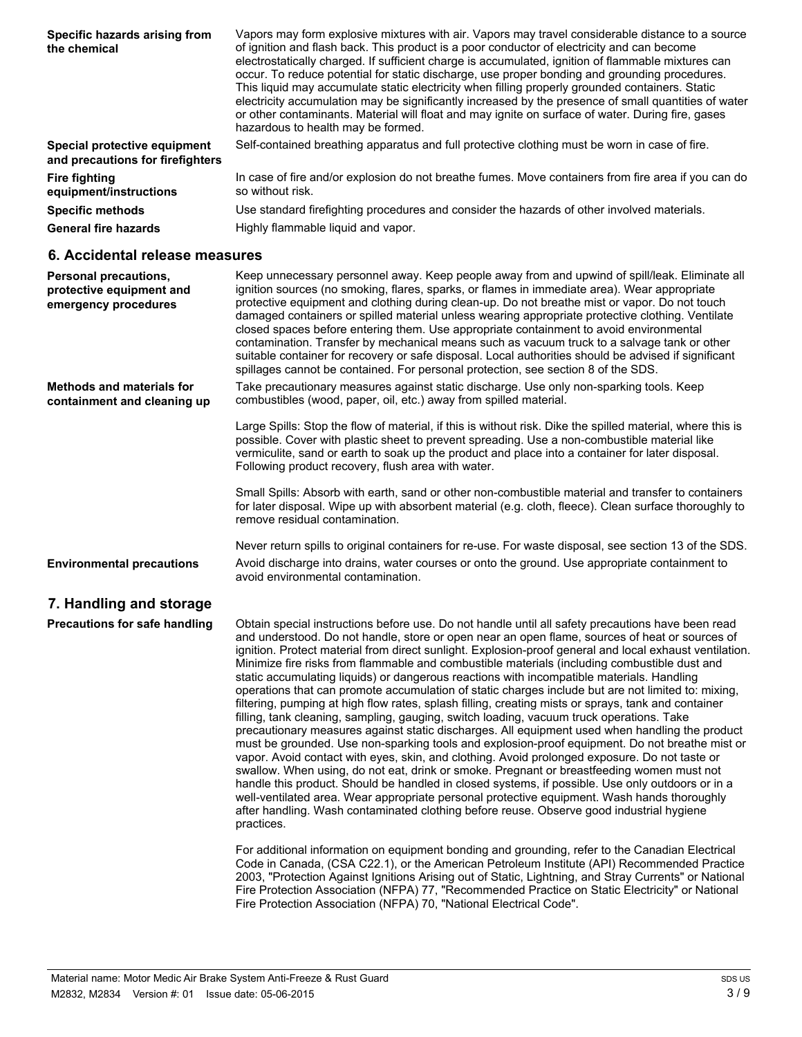**Specific hazards arising from the chemical**

Vapors may form explosive mixtures with air. Vapors may travel considerable distance to a source of ignition and flash back. This product is a poor conductor of electricity and can become electrostatically charged. If sufficient charge is accumulated, ignition of flammable mixtures can occur. To reduce potential for static discharge, use proper bonding and grounding procedures. This liquid may accumulate static electricity when filling properly grounded containers. Static electricity accumulation may be significantly increased by the presence of small quantities of water or other contaminants. Material will float and may ignite on surface of water. During fire, gases hazardous to health may be formed.

**Special protective equipment and precautions for firefighters**

Self-contained breathing apparatus and full protective clothing must be worn in case of fire.

**Fire fighting equipment/instructions**

In case of fire and/or explosion do not breathe fumes. Move containers from fire area if you can do so without risk.

**Specific methods**

Use standard firefighting procedures and consider the hazards of other involved materials.

**General fire hazards**

Highly flammable liquid and vapor.

## 6. Accidental release measures

**Personal precautions, protective equipment and emergency procedures**

Keep unnecessary personnel away. Keep people away from and upwind of spill/leak. Eliminate all ignition sources (no smoking, flares, sparks, or flames in immediate area). Wear appropriate protective equipment and clothing during clean-up. Do not breathe mist or vapor. Do not touch damaged containers or spilled material unless wearing appropriate protective clothing. Ventilate closed spaces before entering them. Use appropriate containment to avoid environmental contamination. Transfer by mechanical means such as vacuum truck to a salvage tank or other suitable container for recovery or safe disposal. Local authorities should be advised if significant spillages cannot be contained. For personal protection, see section 8 of the SDS.

**Methods and materials for containment and cleaning up**

Take precautionary measures against static discharge. Use only non-sparking tools. Keep combustibles (wood, paper, oil, etc.) away from spilled material.

Large Spills: Stop the flow of material, if this is without risk. Dike the spilled material, where this is possible. Cover with plastic sheet to prevent spreading. Use a non-combustible material like vermiculite, sand or earth to soak up the product and place into a container for later disposal. Following product recovery, flush area with water.

Small Spills: Absorb with earth, sand or other non-combustible material and transfer to containers for later disposal. Wipe up with absorbent material (e.g. cloth, fleece). Clean surface thoroughly to remove residual contamination.

Never return spills to original containers for re-use. For waste disposal, see section 13 of the SDS.

**Environmental precautions**

Avoid discharge into drains, water courses or onto the ground. Use appropriate containment to avoid environmental contamination.

## 7. Handling and storage

**Precautions for safe handling**

Obtain special instructions before use. Do not handle until all safety precautions have been read and understood. Do not handle, store or open near an open flame, sources of heat or sources of ignition. Protect material from direct sunlight. Explosion-proof general and local exhaust ventilation. Minimize fire risks from flammable and combustible materials (including combustible dust and static accumulating liquids) or dangerous reactions with incompatible materials. Handling operations that can promote accumulation of static charges include but are not limited to: mixing, filtering, pumping at high flow rates, splash filling, creating mists or sprays, tank and container filling, tank cleaning, sampling, gauging, switch loading, vacuum truck operations. Take precautionary measures against static discharges. All equipment used when handling the product must be grounded. Use non-sparking tools and explosion-proof equipment. Do not breathe mist or vapor. Avoid contact with eyes, skin, and clothing. Avoid prolonged exposure. Do not taste or swallow. When using, do not eat, drink or smoke. Pregnant or breastfeeding women must not handle this product. Should be handled in closed systems, if possible. Use only outdoors or in a well-ventilated area. Wear appropriate personal protective equipment. Wash hands thoroughly after handling. Wash contaminated clothing before reuse. Observe good industrial hygiene practices.

For additional information on equipment bonding and grounding, refer to the Canadian Electrical Code in Canada, (CSA C22.1), or the American Petroleum Institute (API) Recommended Practice 2003, "Protection Against Ignitions Arising out of Static, Lightning, and Stray Currents" or National Fire Protection Association (NFPA) 77, "Recommended Practice on Static Electricity" or National Fire Protection Association (NFPA) 70, "National Electrical Code".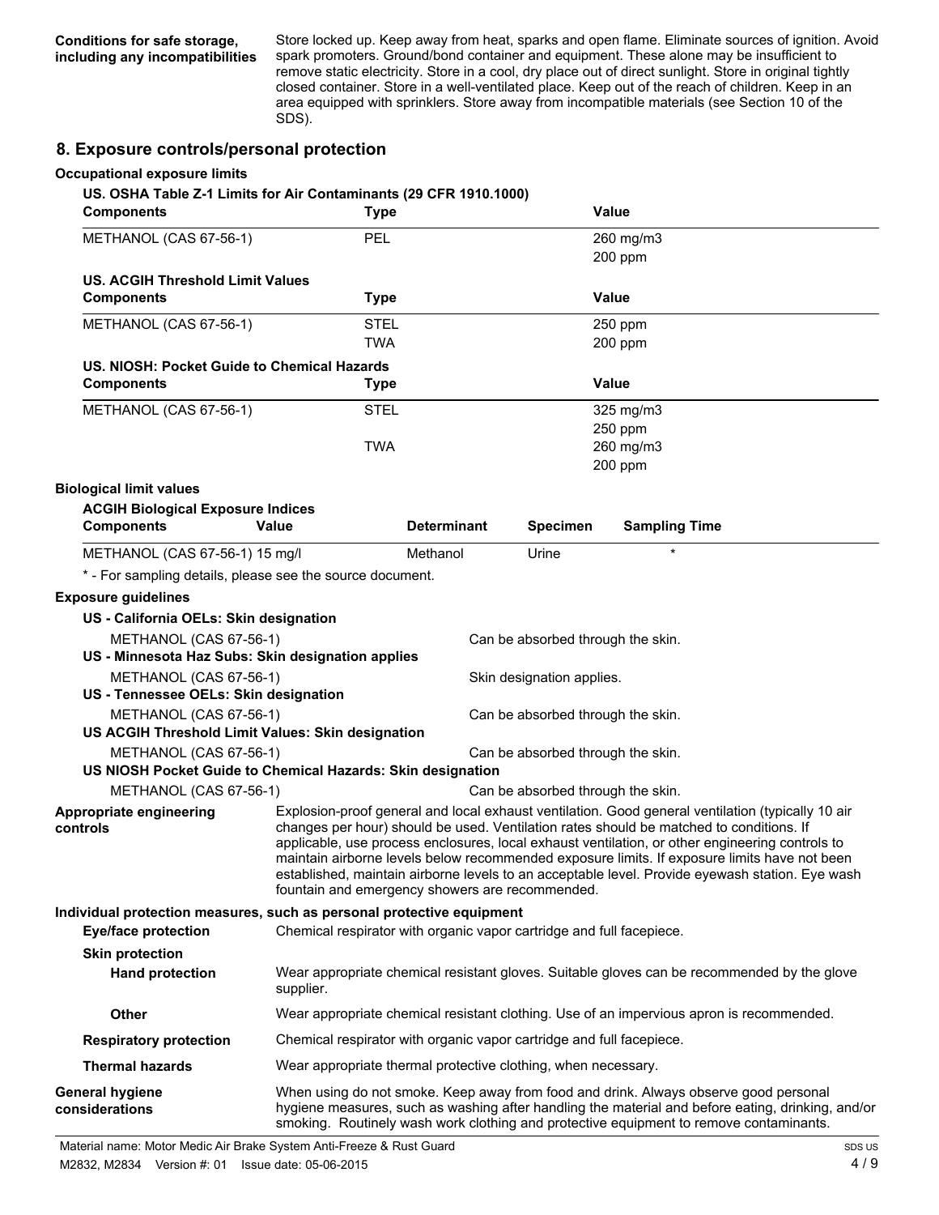**Conditions for safe storage, including any incompatibilities**

Store locked up. Keep away from heat, sparks and open flame. Eliminate sources of ignition. Avoid spark promoters. Ground/bond container and equipment. These alone may be insufficient to remove static electricity. Store in a cool, dry place out of direct sunlight. Store in original tightly closed container. Store in a well-ventilated place. Keep out of the reach of children. Keep in an area equipped with sprinklers. Store away from incompatible materials (see Section 10 of the SDS).

## 8. Exposure controls/personal protection

**Occupational exposure limits**

**US. OSHA Table Z-1 Limits for Air Contaminants (29 CFR 1910.1000)**

| Components | Type | Value |
|---|---|---|
| METHANOL (CAS 67-56-1) | PEL | 260 mg/m3 |
| | | 200 ppm |

**US. ACGIH Threshold Limit Values**

| Components | Type | Value |
|---|---|---|
| METHANOL (CAS 67-56-1) | STEL | 250 ppm |
| | TWA | 200 ppm |

**US. NIOSH: Pocket Guide to Chemical Hazards**

| Components | Type | Value |
|---|---|---|
| METHANOL (CAS 67-56-1) | STEL | 325 mg/m3 |
| | | 250 ppm |
| | TWA | 260 mg/m3 |
| | | 200 ppm |

**Biological limit values**

**ACGIH Biological Exposure Indices**

| Components | Value | Determinant | Specimen | Sampling Time |
|---|---|---|---|---|
| METHANOL (CAS 67-56-1) | 15 mg/l | Methanol | Urine | * |

\* - For sampling details, please see the source document.

**Exposure guidelines**

**US - California OELs: Skin designation**

| | |
|---|---|
| METHANOL (CAS 67-56-1) | Can be absorbed through the skin. |

**US - Minnesota Haz Subs: Skin designation applies**

| | |
|---|---|
| METHANOL (CAS 67-56-1) | Skin designation applies. |

**US - Tennessee OELs: Skin designation**

| | |
|---|---|
| METHANOL (CAS 67-56-1) | Can be absorbed through the skin. |

**US ACGIH Threshold Limit Values: Skin designation**

| | |
|---|---|
| METHANOL (CAS 67-56-1) | Can be absorbed through the skin. |

**US NIOSH Pocket Guide to Chemical Hazards: Skin designation**

| | |
|---|---|
| METHANOL (CAS 67-56-1) | Can be absorbed through the skin. |

**Appropriate engineering controls**

Explosion-proof general and local exhaust ventilation. Good general ventilation (typically 10 air changes per hour) should be used. Ventilation rates should be matched to conditions. If applicable, use process enclosures, local exhaust ventilation, or other engineering controls to maintain airborne levels below recommended exposure limits. If exposure limits have not been established, maintain airborne levels to an acceptable level. Provide eyewash station. Eye wash fountain and emergency showers are recommended.

**Individual protection measures, such as personal protective equipment**

**Eye/face protection**

Chemical respirator with organic vapor cartridge and full facepiece.

**Skin protection**

**Hand protection**

Wear appropriate chemical resistant gloves. Suitable gloves can be recommended by the glove supplier.

**Other**

Wear appropriate chemical resistant clothing. Use of an impervious apron is recommended.

**Respiratory protection**

Chemical respirator with organic vapor cartridge and full facepiece.

**Thermal hazards**

Wear appropriate thermal protective clothing, when necessary.

**General hygiene considerations**

When using do not smoke. Keep away from food and drink. Always observe good personal hygiene measures, such as washing after handling the material and before eating, drinking, and/or smoking. Routinely wash work clothing and protective equipment to remove contaminants.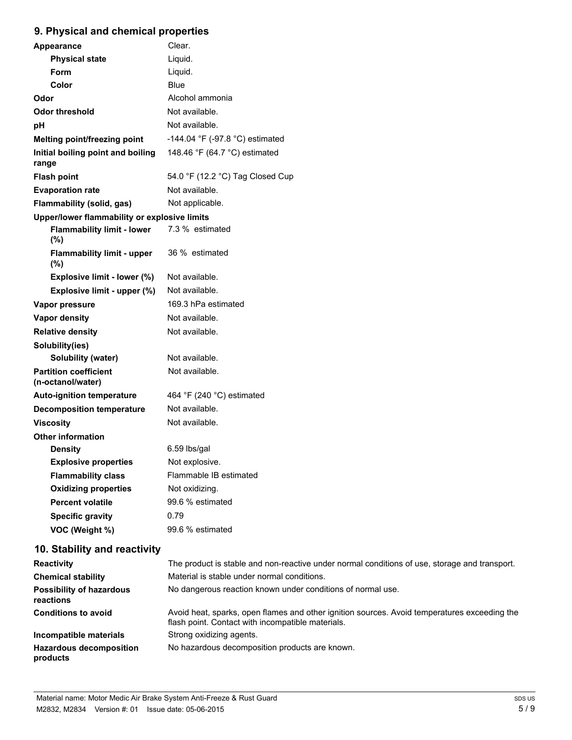## 9. Physical and chemical properties

| | |
|---|---|
| **Appearance** | Clear. |
| **Physical state** | Liquid. |
| **Form** | Liquid. |
| **Color** | Blue |
| **Odor** | Alcohol ammonia |
| **Odor threshold** | Not available. |
| **pH** | Not available. |
| **Melting point/freezing point** | -144.04 °F (-97.8 °C) estimated |
| **Initial boiling point and boiling range** | 148.46 °F (64.7 °C) estimated |
| **Flash point** | 54.0 °F (12.2 °C) Tag Closed Cup |
| **Evaporation rate** | Not available. |
| **Flammability (solid, gas)** | Not applicable. |
| **Upper/lower flammability or explosive limits** | |
| **Flammability limit - lower (%)** | 7.3 % estimated |
| **Flammability limit - upper (%)** | 36 % estimated |
| **Explosive limit - lower (%)** | Not available. |
| **Explosive limit - upper (%)** | Not available. |
| **Vapor pressure** | 169.3 hPa estimated |
| **Vapor density** | Not available. |
| **Relative density** | Not available. |
| **Solubility(ies)** | |
| **Solubility (water)** | Not available. |
| **Partition coefficient (n-octanol/water)** | Not available. |
| **Auto-ignition temperature** | 464 °F (240 °C) estimated |
| **Decomposition temperature** | Not available. |
| **Viscosity** | Not available. |
| **Other information** | |
| **Density** | 6.59 lbs/gal |
| **Explosive properties** | Not explosive. |
| **Flammability class** | Flammable IB estimated |
| **Oxidizing properties** | Not oxidizing. |
| **Percent volatile** | 99.6 % estimated |
| **Specific gravity** | 0.79 |
| **VOC (Weight %)** | 99.6 % estimated |

## 10. Stability and reactivity

| | |
|---|---|
| **Reactivity** | The product is stable and non-reactive under normal conditions of use, storage and transport. |
| **Chemical stability** | Material is stable under normal conditions. |
| **Possibility of hazardous reactions** | No dangerous reaction known under conditions of normal use. |
| **Conditions to avoid** | Avoid heat, sparks, open flames and other ignition sources. Avoid temperatures exceeding the flash point. Contact with incompatible materials. |
| **Incompatible materials** | Strong oxidizing agents. |
| **Hazardous decomposition products** | No hazardous decomposition products are known. |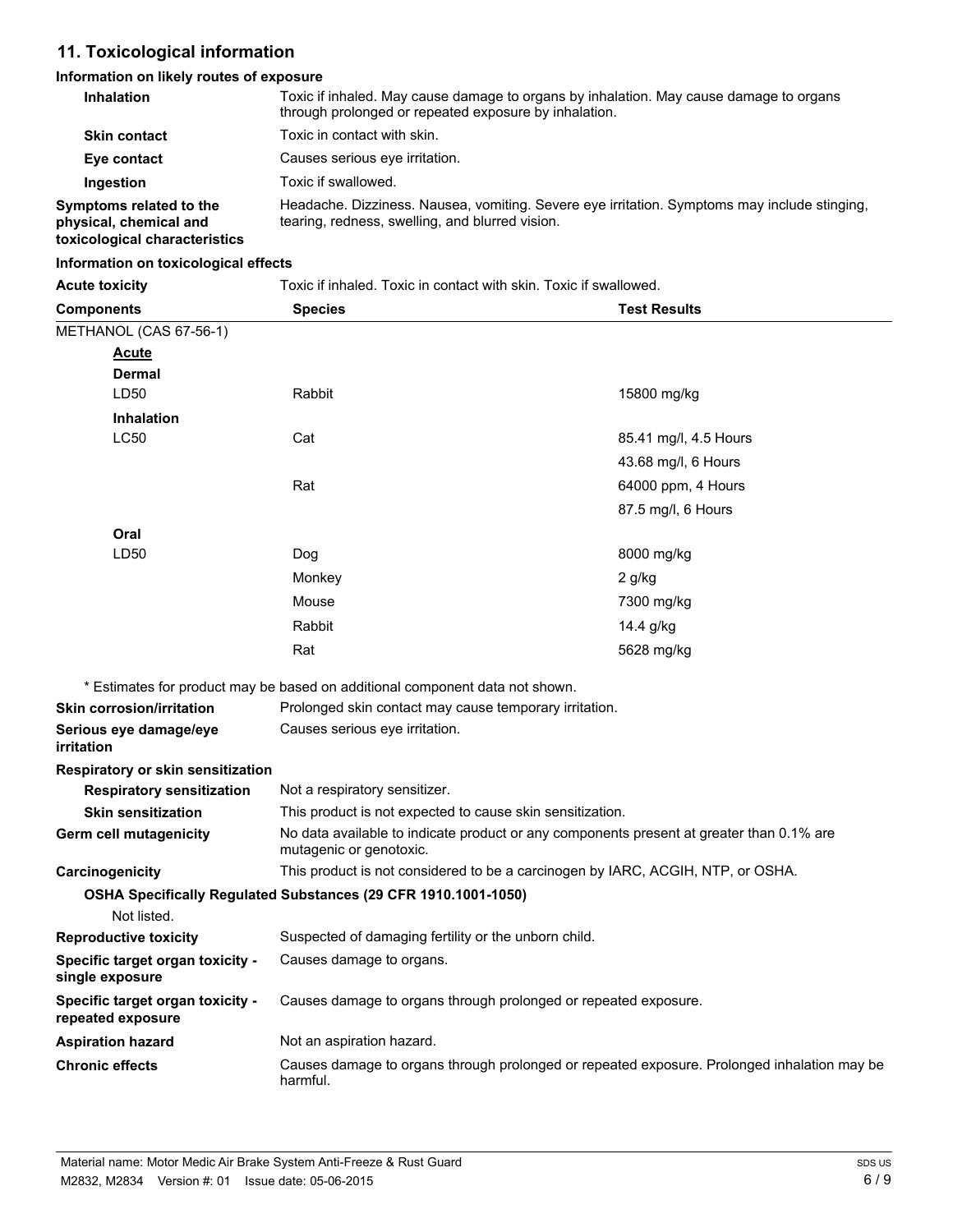## 11. Toxicological information

### Information on likely routes of exposure

**Inhalation** Toxic if inhaled. May cause damage to organs by inhalation. May cause damage to organs through prolonged or repeated exposure by inhalation.

**Skin contact** Toxic in contact with skin.

**Eye contact** Causes serious eye irritation.

**Ingestion** Toxic if swallowed.

**Symptoms related to the physical, chemical and toxicological characteristics** Headache. Dizziness. Nausea, vomiting. Severe eye irritation. Symptoms may include stinging, tearing, redness, swelling, and blurred vision.

### Information on toxicological effects

**Acute toxicity** Toxic if inhaled. Toxic in contact with skin. Toxic if swallowed.

| Components | Species | Test Results |
|---|---|---|
| METHANOL (CAS 67-56-1) | | |
| **Acute** | | |
| **Dermal** | | |
| LD50 | Rabbit | 15800 mg/kg |
| **Inhalation** | | |
| LC50 | Cat | 85.41 mg/l, 4.5 Hours |
| | | 43.68 mg/l, 6 Hours |
| | Rat | 64000 ppm, 4 Hours |
| | | 87.5 mg/l, 6 Hours |
| **Oral** | | |
| LD50 | Dog | 8000 mg/kg |
| | Monkey | 2 g/kg |
| | Mouse | 7300 mg/kg |
| | Rabbit | 14.4 g/kg |
| | Rat | 5628 mg/kg |

\* Estimates for product may be based on additional component data not shown.

**Skin corrosion/irritation** Prolonged skin contact may cause temporary irritation.

**Serious eye damage/eye irritation** Causes serious eye irritation.

**Respiratory or skin sensitization**

**Respiratory sensitization** Not a respiratory sensitizer.

**Skin sensitization** This product is not expected to cause skin sensitization.

**Germ cell mutagenicity** No data available to indicate product or any components present at greater than 0.1% are mutagenic or genotoxic.

**Carcinogenicity** This product is not considered to be a carcinogen by IARC, ACGIH, NTP, or OSHA.

**OSHA Specifically Regulated Substances (29 CFR 1910.1001-1050)**

Not listed.

**Reproductive toxicity** Suspected of damaging fertility or the unborn child.

**Specific target organ toxicity - single exposure** Causes damage to organs.

**Specific target organ toxicity - repeated exposure** Causes damage to organs through prolonged or repeated exposure.

**Aspiration hazard** Not an aspiration hazard.

**Chronic effects** Causes damage to organs through prolonged or repeated exposure. Prolonged inhalation may be harmful.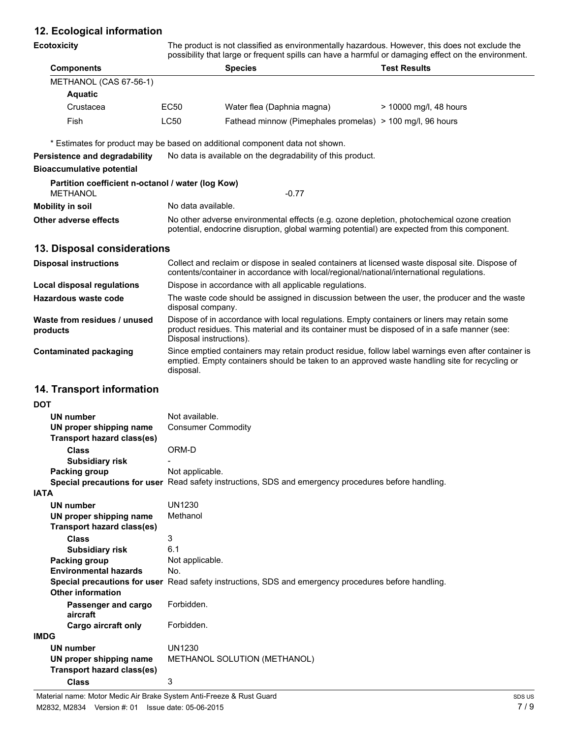## 12. Ecological information

**Ecotoxicity** The product is not classified as environmentally hazardous. However, this does not exclude the possibility that large or frequent spills can have a harmful or damaging effect on the environment.

| Components | | Species | Test Results |
|---|---|---|---|
| METHANOL (CAS 67-56-1) | | | |
| **Aquatic** | | | |
| Crustacea | EC50 | Water flea (Daphnia magna) | > 10000 mg/l, 48 hours |
| Fish | LC50 | Fathead minnow (Pimephales promelas) | > 100 mg/l, 96 hours |

\* Estimates for product may be based on additional component data not shown.

**Persistence and degradability** No data is available on the degradability of this product.

**Bioaccumulative potential**

**Partition coefficient n-octanol / water (log Kow)**

METHANOL -0.77

**Mobility in soil** No data available.

**Other adverse effects** No other adverse environmental effects (e.g. ozone depletion, photochemical ozone creation potential, endocrine disruption, global warming potential) are expected from this component.

## 13. Disposal considerations

**Disposal instructions** Collect and reclaim or dispose in sealed containers at licensed waste disposal site. Dispose of contents/container in accordance with local/regional/national/international regulations.

**Local disposal regulations** Dispose in accordance with all applicable regulations.

**Hazardous waste code** The waste code should be assigned in discussion between the user, the producer and the waste disposal company.

**Waste from residues / unused products** Dispose of in accordance with local regulations. Empty containers or liners may retain some product residues. This material and its container must be disposed of in a safe manner (see: Disposal instructions).

**Contaminated packaging** Since emptied containers may retain product residue, follow label warnings even after container is emptied. Empty containers should be taken to an approved waste handling site for recycling or disposal.

## 14. Transport information

**DOT**

- **UN number** Not available.
- **UN proper shipping name** Consumer Commodity
- **Transport hazard class(es)**
  - **Class** ORM-D
  - **Subsidiary risk** -
- **Packing group** Not applicable.
- **Special precautions for user** Read safety instructions, SDS and emergency procedures before handling.

**IATA**

- **UN number** UN1230
- **UN proper shipping name** Methanol
- **Transport hazard class(es)**
  - **Class** 3
  - **Subsidiary risk** 6.1
- **Packing group** Not applicable.
- **Environmental hazards** No.
- **Special precautions for user** Read safety instructions, SDS and emergency procedures before handling.
- **Other information**
  - **Passenger and cargo aircraft** Forbidden.
  - **Cargo aircraft only** Forbidden.

**IMDG**

- **UN number** UN1230
- **UN proper shipping name** METHANOL SOLUTION (METHANOL)
- **Transport hazard class(es)**
  - **Class** 3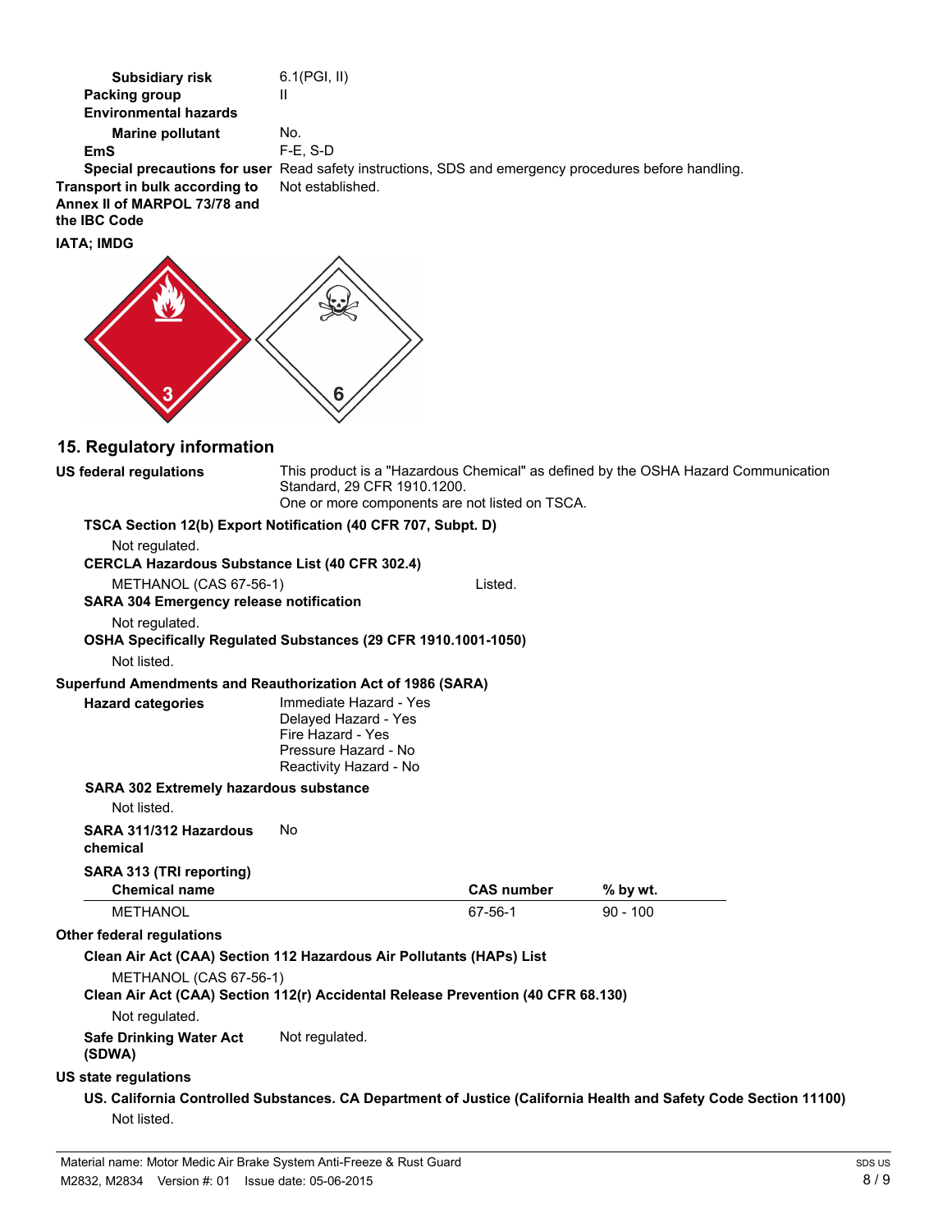**Subsidiary risk** 6.1(PGI, II)

**Packing group** II

**Environmental hazards**

**Marine pollutant** No.

**EmS** F-E, S-D

**Special precautions for user** Read safety instructions, SDS and emergency procedures before handling.

**Transport in bulk according to Annex II of MARPOL 73/78 and the IBC Code** Not established.

**IATA; IMDG**

## 15. Regulatory information

**US federal regulations** This product is a "Hazardous Chemical" as defined by the OSHA Hazard Communication Standard, 29 CFR 1910.1200.
One or more components are not listed on TSCA.

**TSCA Section 12(b) Export Notification (40 CFR 707, Subpt. D)**

Not regulated.

**CERCLA Hazardous Substance List (40 CFR 302.4)**

METHANOL (CAS 67-56-1) Listed.

**SARA 304 Emergency release notification**

Not regulated.

**OSHA Specifically Regulated Substances (29 CFR 1910.1001-1050)**

Not listed.

**Superfund Amendments and Reauthorization Act of 1986 (SARA)**

**Hazard categories**
Immediate Hazard - Yes
Delayed Hazard - Yes
Fire Hazard - Yes
Pressure Hazard - No
Reactivity Hazard - No

**SARA 302 Extremely hazardous substance**

Not listed.

**SARA 311/312 Hazardous chemical** No

**SARA 313 (TRI reporting)**

| Chemical name | CAS number | % by wt. |
|---|---|---|
| METHANOL | 67-56-1 | 90 - 100 |

**Other federal regulations**

**Clean Air Act (CAA) Section 112 Hazardous Air Pollutants (HAPs) List**

METHANOL (CAS 67-56-1)

**Clean Air Act (CAA) Section 112(r) Accidental Release Prevention (40 CFR 68.130)**

Not regulated.

**Safe Drinking Water Act (SDWA)** Not regulated.

**US state regulations**

**US. California Controlled Substances. CA Department of Justice (California Health and Safety Code Section 11100)**

Not listed.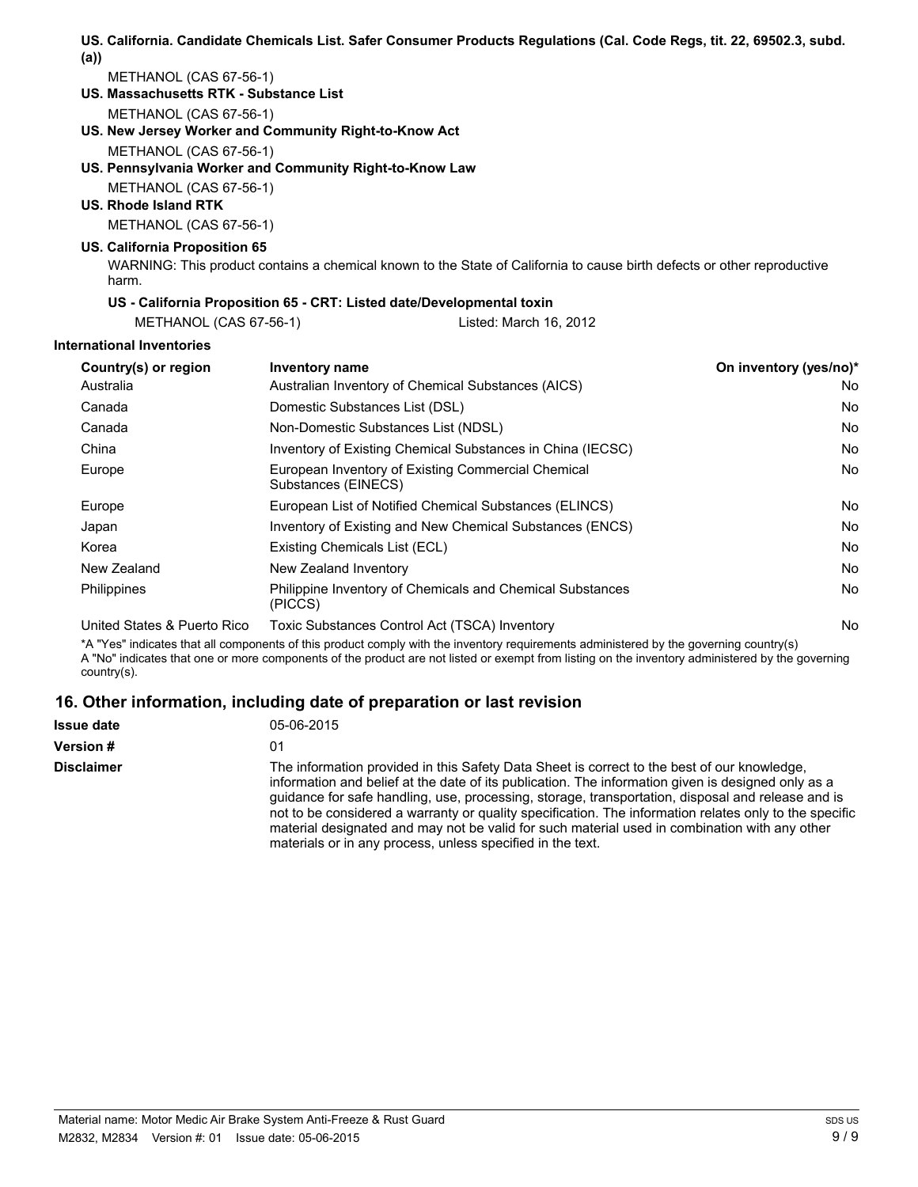**US. California. Candidate Chemicals List. Safer Consumer Products Regulations (Cal. Code Regs, tit. 22, 69502.3, subd. (a))**

METHANOL (CAS 67-56-1)

**US. Massachusetts RTK - Substance List**

METHANOL (CAS 67-56-1)

**US. New Jersey Worker and Community Right-to-Know Act**

METHANOL (CAS 67-56-1)

**US. Pennsylvania Worker and Community Right-to-Know Law**

METHANOL (CAS 67-56-1)

**US. Rhode Island RTK**

METHANOL (CAS 67-56-1)

**US. California Proposition 65**

WARNING: This product contains a chemical known to the State of California to cause birth defects or other reproductive harm.

**US - California Proposition 65 - CRT: Listed date/Developmental toxin**

| | |
|---|---|
| METHANOL (CAS 67-56-1) | Listed: March 16, 2012 |

**International Inventories**

| Country(s) or region | Inventory name | On inventory (yes/no)* |
|---|---|---|
| Australia | Australian Inventory of Chemical Substances (AICS) | No |
| Canada | Domestic Substances List (DSL) | No |
| Canada | Non-Domestic Substances List (NDSL) | No |
| China | Inventory of Existing Chemical Substances in China (IECSC) | No |
| Europe | European Inventory of Existing Commercial Chemical Substances (EINECS) | No |
| Europe | European List of Notified Chemical Substances (ELINCS) | No |
| Japan | Inventory of Existing and New Chemical Substances (ENCS) | No |
| Korea | Existing Chemicals List (ECL) | No |
| New Zealand | New Zealand Inventory | No |
| Philippines | Philippine Inventory of Chemicals and Chemical Substances (PICCS) | No |
| United States & Puerto Rico | Toxic Substances Control Act (TSCA) Inventory | No |

*A "Yes" indicates that all components of this product comply with the inventory requirements administered by the governing country(s)
A "No" indicates that one or more components of the product are not listed or exempt from listing on the inventory administered by the governing country(s).

## 16. Other information, including date of preparation or last revision

| | |
|---|---|
| **Issue date** | 05-06-2015 |
| **Version #** | 01 |
| **Disclaimer** | The information provided in this Safety Data Sheet is correct to the best of our knowledge, information and belief at the date of its publication. The information given is designed only as a guidance for safe handling, use, processing, storage, transportation, disposal and release and is not to be considered a warranty or quality specification. The information relates only to the specific material designated and may not be valid for such material used in combination with any other materials or in any process, unless specified in the text. |